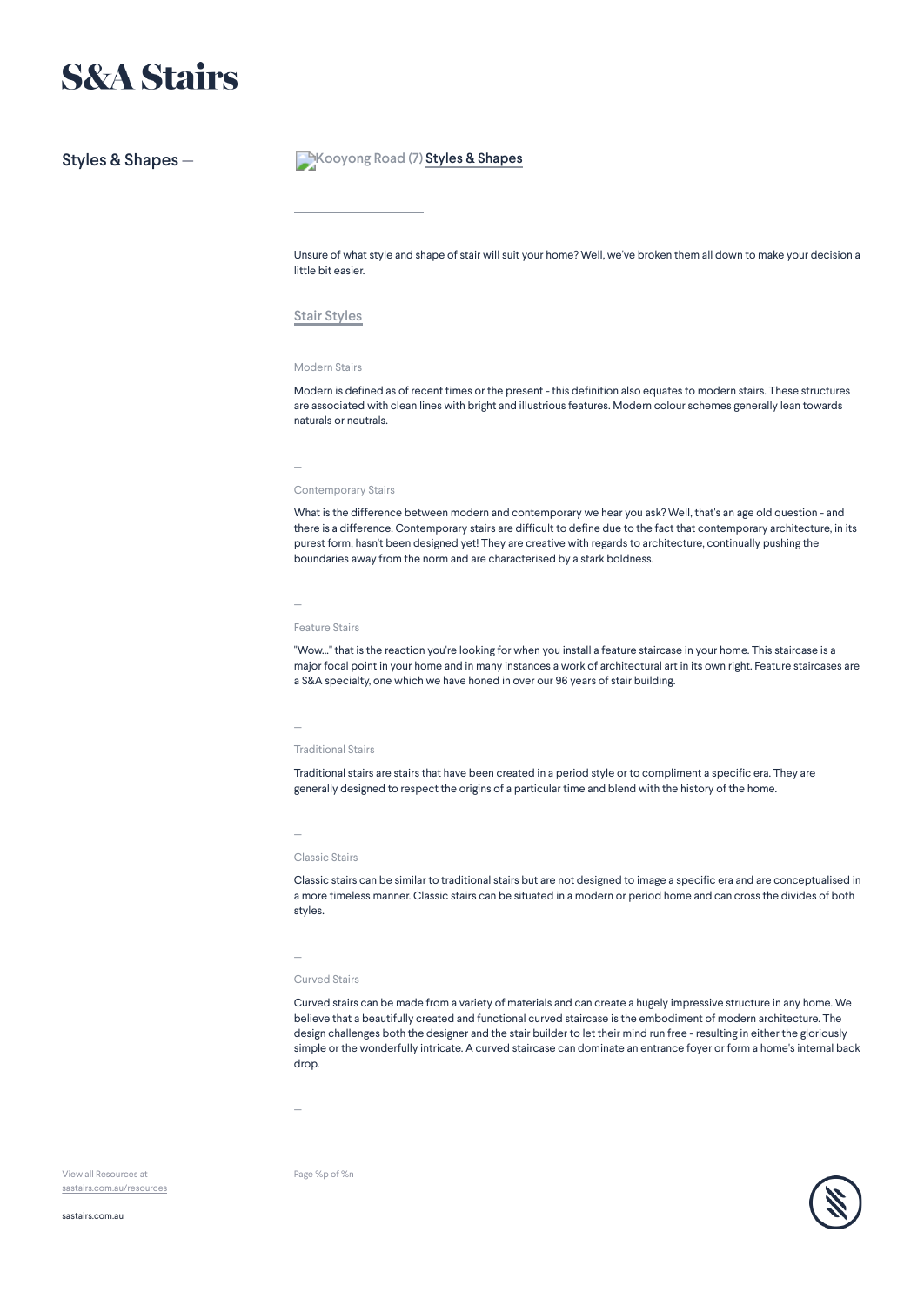# S&A Stairs

## Styles & Shapes —

Kooyong Road (7) Styles & Shapes

Unsure of what style and shape of stair will suit your home? Well, we've broken them all down to make your decision a little bit easier.

### Stair Styles

#### Modern Stairs

Modern is defined as of recent times or the present - this definition also equates to modern stairs. These structures are associated with clean lines with bright and illustrious features. Modern colour schemes generally lean towards naturals or neutrals.

—

#### Contemporary Stairs

What is the difference between modern and contemporary we hear you ask? Well, that's an age old question - and there is a difference. Contemporary stairs are difficult to define due to the fact that contemporary architecture, in its purest form, hasn't been designed yet! They are creative with regards to architecture, continually pushing the boundaries away from the norm and are characterised by a stark boldness.

—

#### Feature Stairs

"Wow..." that is the reaction you're looking for when you install a feature staircase in your home. This staircase is a major focal point in your home and in many instances a work of architectural art in its own right. Feature staircases are a S&A specialty, one which we have honed in over our 96 years of stair building.

—

#### Traditional Stairs

Traditional stairs are stairs that have been created in a period style or to compliment a specific era. They are generally designed to respect the origins of a particular time and blend with the history of the home.

—

#### Classic Stairs

Classic stairs can be similar to traditional stairs but are not designed to image a specific era and are conceptualised in a more timeless manner. Classic stairs can be situated in a modern or period home and can cross the divides of both styles.

—

#### Curved Stairs

Curved stairs can be made from a variety of materials and can create a hugely impressive structure in any home. We believe that a beautifully created and functional curved staircase is the embodiment of modern architecture. The design challenges both the designer and the stair builder to let their mind run free - resulting in either the gloriously simple or the wonderfully intricate. A curved staircase can dominate an entrance foyer or form a home's internal back drop.

—

View all Resources at sastairs.com.au/resources

sastairs.com.au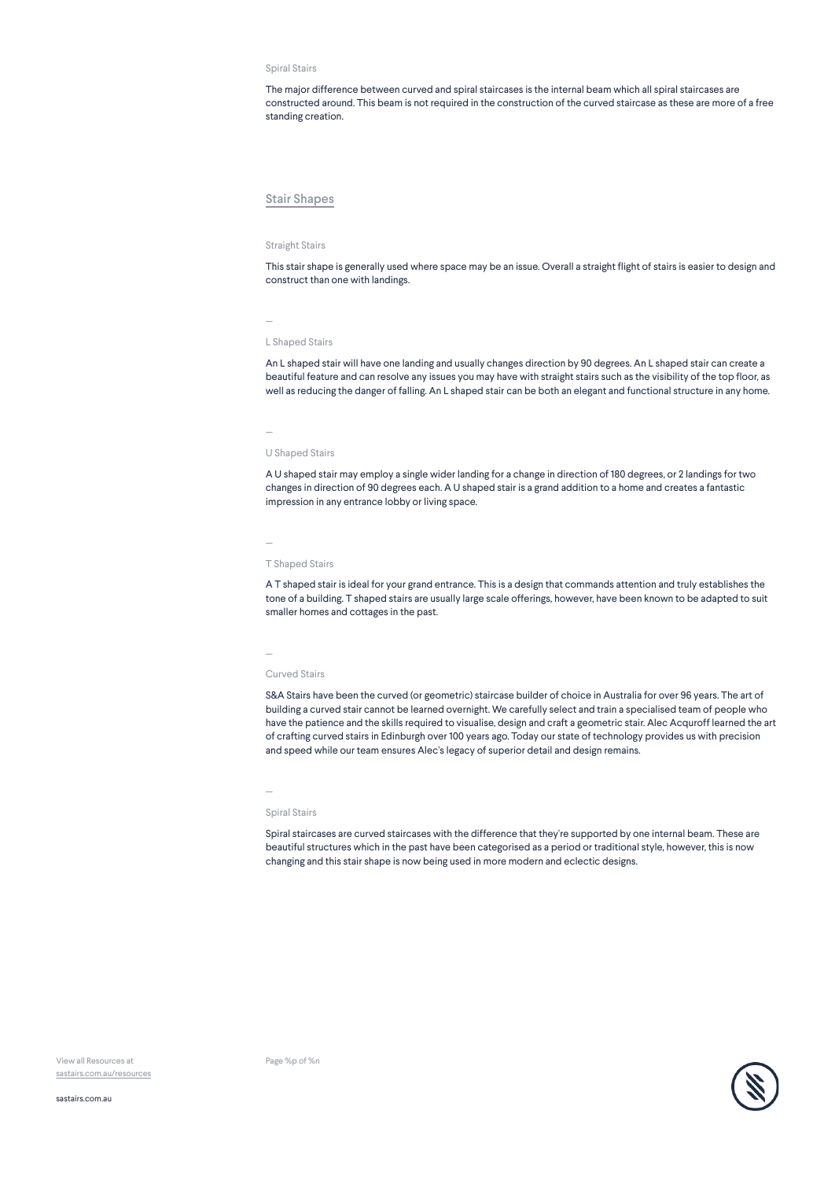### Spiral Stairs

The major difference between curved and spiral staircases is the internal beam which all spiral staircases are constructed around. This beam is not required in the construction of the curved staircase as these are more of a free standing creation.

## Stair Shapes

### Straight Stairs

This stair shape is generally used where space may be an issue. Overall a straight flight of stairs is easier to design and construct than one with landings.

—

### L Shaped Stairs

An L shaped stair will have one landing and usually changes direction by 90 degrees. An L shaped stair can create a beautiful feature and can resolve any issues you may have with straight stairs such as the visibility of the top floor, as well as reducing the danger of falling. An L shaped stair can be both an elegant and functional structure in any home.

—

### U Shaped Stairs

A U shaped stair may employ a single wider landing for a change in direction of 180 degrees, or 2 landings for two changes in direction of 90 degrees each. A U shaped stair is a grand addition to a home and creates a fantastic impression in any entrance lobby or living space.

—

### T Shaped Stairs

A T shaped stair is ideal for your grand entrance. This is a design that commands attention and truly establishes the tone of a building. T shaped stairs are usually large scale offerings, however, have been known to be adapted to suit smaller homes and cottages in the past.

—

### Curved Stairs

S&A Stairs have been the curved (or geometric) staircase builder of choice in Australia for over 96 years. The art of building a curved stair cannot be learned overnight. We carefully select and train a specialised team of people who have the patience and the skills required to visualise, design and craft a geometric stair. Alec Acquroff learned the art of crafting curved stairs in Edinburgh over 100 years ago. Today our state of technology provides us with precision and speed while our team ensures Alec's legacy of superior detail and design remains.

—

### Spiral Stairs

Spiral staircases are curved staircases with the difference that they're supported by one internal beam. These are beautiful structures which in the past have been categorised as a period or traditional style, however, this is now changing and this stair shape is now being used in more modern and eclectic designs.